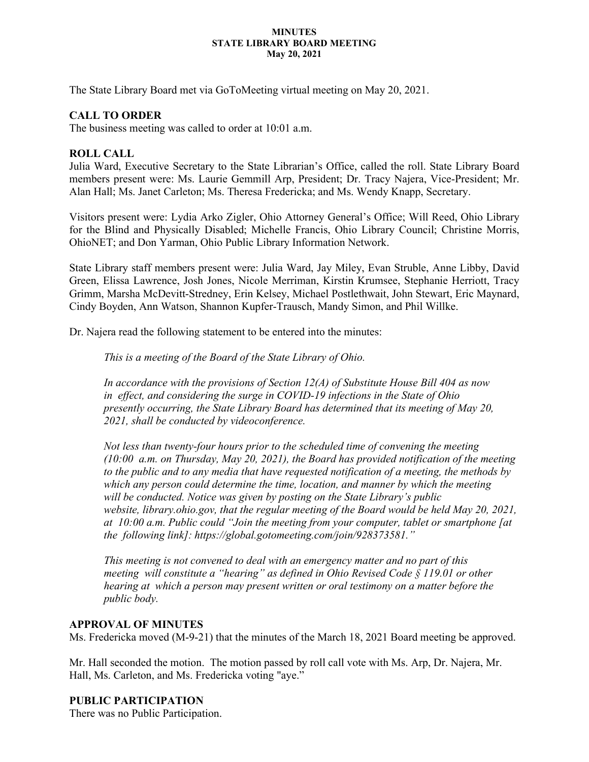**MINUTES**
**STATE LIBRARY BOARD MEETING**
**May 20, 2021**

The State Library Board met via GoToMeeting virtual meeting on May 20, 2021.

## CALL TO ORDER

The business meeting was called to order at 10:01 a.m.

## ROLL CALL

Julia Ward, Executive Secretary to the State Librarian's Office, called the roll. State Library Board members present were: Ms. Laurie Gemmill Arp, President; Dr. Tracy Najera, Vice-President; Mr. Alan Hall; Ms. Janet Carleton; Ms. Theresa Fredericka; and Ms. Wendy Knapp, Secretary.

Visitors present were: Lydia Arko Zigler, Ohio Attorney General's Office; Will Reed, Ohio Library for the Blind and Physically Disabled; Michelle Francis, Ohio Library Council; Christine Morris, OhioNET; and Don Yarman, Ohio Public Library Information Network.

State Library staff members present were: Julia Ward, Jay Miley, Evan Struble, Anne Libby, David Green, Elissa Lawrence, Josh Jones, Nicole Merriman, Kirstin Krumsee, Stephanie Herriott, Tracy Grimm, Marsha McDevitt-Stredney, Erin Kelsey, Michael Postlethwait, John Stewart, Eric Maynard, Cindy Boyden, Ann Watson, Shannon Kupfer-Trausch, Mandy Simon, and Phil Willke.

Dr. Najera read the following statement to be entered into the minutes:

> *This is a meeting of the Board of the State Library of Ohio.*
>
> *In accordance with the provisions of Section 12(A) of Substitute House Bill 404 as now in effect, and considering the surge in COVID-19 infections in the State of Ohio presently occurring, the State Library Board has determined that its meeting of May 20, 2021, shall be conducted by videoconference.*
>
> *Not less than twenty-four hours prior to the scheduled time of convening the meeting (10:00 a.m. on Thursday, May 20, 2021), the Board has provided notification of the meeting to the public and to any media that have requested notification of a meeting, the methods by which any person could determine the time, location, and manner by which the meeting will be conducted. Notice was given by posting on the State Library's public website, library.ohio.gov, that the regular meeting of the Board would be held May 20, 2021, at 10:00 a.m. Public could "Join the meeting from your computer, tablet or smartphone [at the following link]: https://global.gotomeeting.com/join/928373581."*
>
> *This meeting is not convened to deal with an emergency matter and no part of this meeting will constitute a "hearing" as defined in Ohio Revised Code § 119.01 or other hearing at which a person may present written or oral testimony on a matter before the public body.*

## APPROVAL OF MINUTES

Ms. Fredericka moved (M-9-21) that the minutes of the March 18, 2021 Board meeting be approved.

Mr. Hall seconded the motion. The motion passed by roll call vote with Ms. Arp, Dr. Najera, Mr. Hall, Ms. Carleton, and Ms. Fredericka voting "aye."

## PUBLIC PARTICIPATION

There was no Public Participation.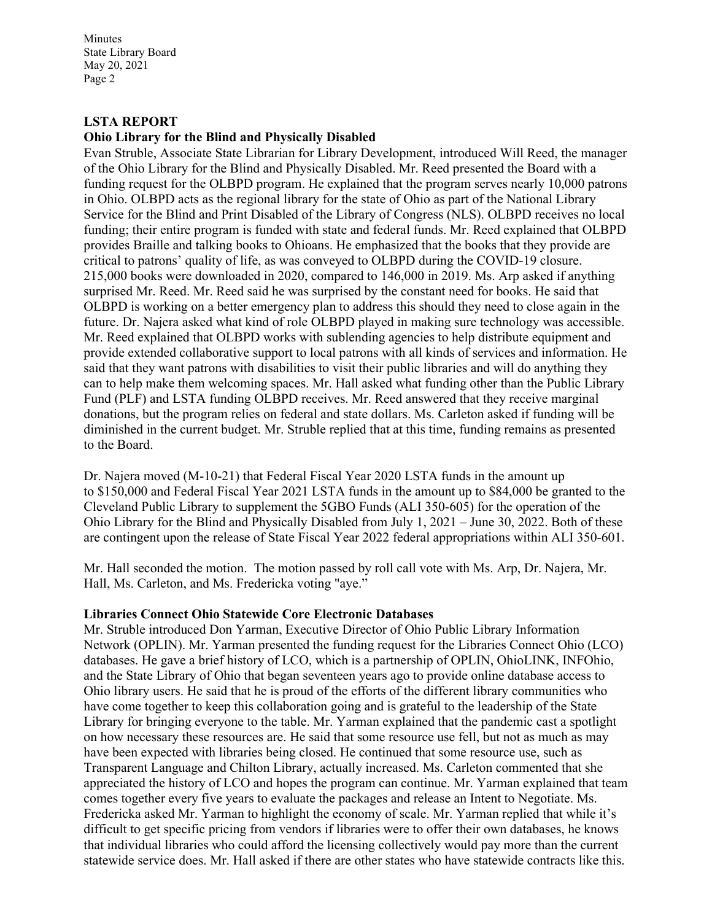## LSTA REPORT

### Ohio Library for the Blind and Physically Disabled

Evan Struble, Associate State Librarian for Library Development, introduced Will Reed, the manager of the Ohio Library for the Blind and Physically Disabled. Mr. Reed presented the Board with a funding request for the OLBPD program. He explained that the program serves nearly 10,000 patrons in Ohio. OLBPD acts as the regional library for the state of Ohio as part of the National Library Service for the Blind and Print Disabled of the Library of Congress (NLS). OLBPD receives no local funding; their entire program is funded with state and federal funds. Mr. Reed explained that OLBPD provides Braille and talking books to Ohioans. He emphasized that the books that they provide are critical to patrons' quality of life, as was conveyed to OLBPD during the COVID-19 closure. 215,000 books were downloaded in 2020, compared to 146,000 in 2019. Ms. Arp asked if anything surprised Mr. Reed. Mr. Reed said he was surprised by the constant need for books. He said that OLBPD is working on a better emergency plan to address this should they need to close again in the future. Dr. Najera asked what kind of role OLBPD played in making sure technology was accessible. Mr. Reed explained that OLBPD works with sublending agencies to help distribute equipment and provide extended collaborative support to local patrons with all kinds of services and information. He said that they want patrons with disabilities to visit their public libraries and will do anything they can to help make them welcoming spaces. Mr. Hall asked what funding other than the Public Library Fund (PLF) and LSTA funding OLBPD receives. Mr. Reed answered that they receive marginal donations, but the program relies on federal and state dollars. Ms. Carleton asked if funding will be diminished in the current budget. Mr. Struble replied that at this time, funding remains as presented to the Board.

Dr. Najera moved (M-10-21) that Federal Fiscal Year 2020 LSTA funds in the amount up to $150,000 and Federal Fiscal Year 2021 LSTA funds in the amount up to $84,000 be granted to the Cleveland Public Library to supplement the 5GBO Funds (ALI 350-605) for the operation of the Ohio Library for the Blind and Physically Disabled from July 1, 2021 – June 30, 2022. Both of these are contingent upon the release of State Fiscal Year 2022 federal appropriations within ALI 350-601.

Mr. Hall seconded the motion. The motion passed by roll call vote with Ms. Arp, Dr. Najera, Mr. Hall, Ms. Carleton, and Ms. Fredericka voting "aye."

### Libraries Connect Ohio Statewide Core Electronic Databases

Mr. Struble introduced Don Yarman, Executive Director of Ohio Public Library Information Network (OPLIN). Mr. Yarman presented the funding request for the Libraries Connect Ohio (LCO) databases. He gave a brief history of LCO, which is a partnership of OPLIN, OhioLINK, INFOhio, and the State Library of Ohio that began seventeen years ago to provide online database access to Ohio library users. He said that he is proud of the efforts of the different library communities who have come together to keep this collaboration going and is grateful to the leadership of the State Library for bringing everyone to the table. Mr. Yarman explained that the pandemic cast a spotlight on how necessary these resources are. He said that some resource use fell, but not as much as may have been expected with libraries being closed. He continued that some resource use, such as Transparent Language and Chilton Library, actually increased. Ms. Carleton commented that she appreciated the history of LCO and hopes the program can continue. Mr. Yarman explained that team comes together every five years to evaluate the packages and release an Intent to Negotiate. Ms. Fredericka asked Mr. Yarman to highlight the economy of scale. Mr. Yarman replied that while it's difficult to get specific pricing from vendors if libraries were to offer their own databases, he knows that individual libraries who could afford the licensing collectively would pay more than the current statewide service does. Mr. Hall asked if there are other states who have statewide contracts like this.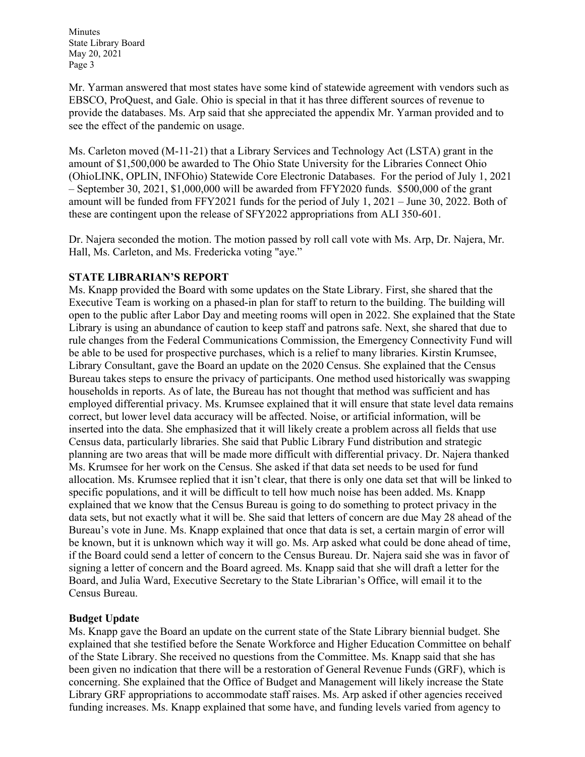Mr. Yarman answered that most states have some kind of statewide agreement with vendors such as EBSCO, ProQuest, and Gale. Ohio is special in that it has three different sources of revenue to provide the databases. Ms. Arp said that she appreciated the appendix Mr. Yarman provided and to see the effect of the pandemic on usage.

Ms. Carleton moved (M-11-21) that a Library Services and Technology Act (LSTA) grant in the amount of $1,500,000 be awarded to The Ohio State University for the Libraries Connect Ohio (OhioLINK, OPLIN, INFOhio) Statewide Core Electronic Databases. For the period of July 1, 2021 – September 30, 2021, $1,000,000 will be awarded from FFY2020 funds. $500,000 of the grant amount will be funded from FFY2021 funds for the period of July 1, 2021 – June 30, 2022. Both of these are contingent upon the release of SFY2022 appropriations from ALI 350-601.

Dr. Najera seconded the motion. The motion passed by roll call vote with Ms. Arp, Dr. Najera, Mr. Hall, Ms. Carleton, and Ms. Fredericka voting "aye."

## STATE LIBRARIAN'S REPORT

Ms. Knapp provided the Board with some updates on the State Library. First, she shared that the Executive Team is working on a phased-in plan for staff to return to the building. The building will open to the public after Labor Day and meeting rooms will open in 2022. She explained that the State Library is using an abundance of caution to keep staff and patrons safe. Next, she shared that due to rule changes from the Federal Communications Commission, the Emergency Connectivity Fund will be able to be used for prospective purchases, which is a relief to many libraries. Kirstin Krumsee, Library Consultant, gave the Board an update on the 2020 Census. She explained that the Census Bureau takes steps to ensure the privacy of participants. One method used historically was swapping households in reports. As of late, the Bureau has not thought that method was sufficient and has employed differential privacy. Ms. Krumsee explained that it will ensure that state level data remains correct, but lower level data accuracy will be affected. Noise, or artificial information, will be inserted into the data. She emphasized that it will likely create a problem across all fields that use Census data, particularly libraries. She said that Public Library Fund distribution and strategic planning are two areas that will be made more difficult with differential privacy. Dr. Najera thanked Ms. Krumsee for her work on the Census. She asked if that data set needs to be used for fund allocation. Ms. Krumsee replied that it isn't clear, that there is only one data set that will be linked to specific populations, and it will be difficult to tell how much noise has been added. Ms. Knapp explained that we know that the Census Bureau is going to do something to protect privacy in the data sets, but not exactly what it will be. She said that letters of concern are due May 28 ahead of the Bureau's vote in June. Ms. Knapp explained that once that data is set, a certain margin of error will be known, but it is unknown which way it will go. Ms. Arp asked what could be done ahead of time, if the Board could send a letter of concern to the Census Bureau. Dr. Najera said she was in favor of signing a letter of concern and the Board agreed. Ms. Knapp said that she will draft a letter for the Board, and Julia Ward, Executive Secretary to the State Librarian's Office, will email it to the Census Bureau.

### Budget Update

Ms. Knapp gave the Board an update on the current state of the State Library biennial budget. She explained that she testified before the Senate Workforce and Higher Education Committee on behalf of the State Library. She received no questions from the Committee. Ms. Knapp said that she has been given no indication that there will be a restoration of General Revenue Funds (GRF), which is concerning. She explained that the Office of Budget and Management will likely increase the State Library GRF appropriations to accommodate staff raises. Ms. Arp asked if other agencies received funding increases. Ms. Knapp explained that some have, and funding levels varied from agency to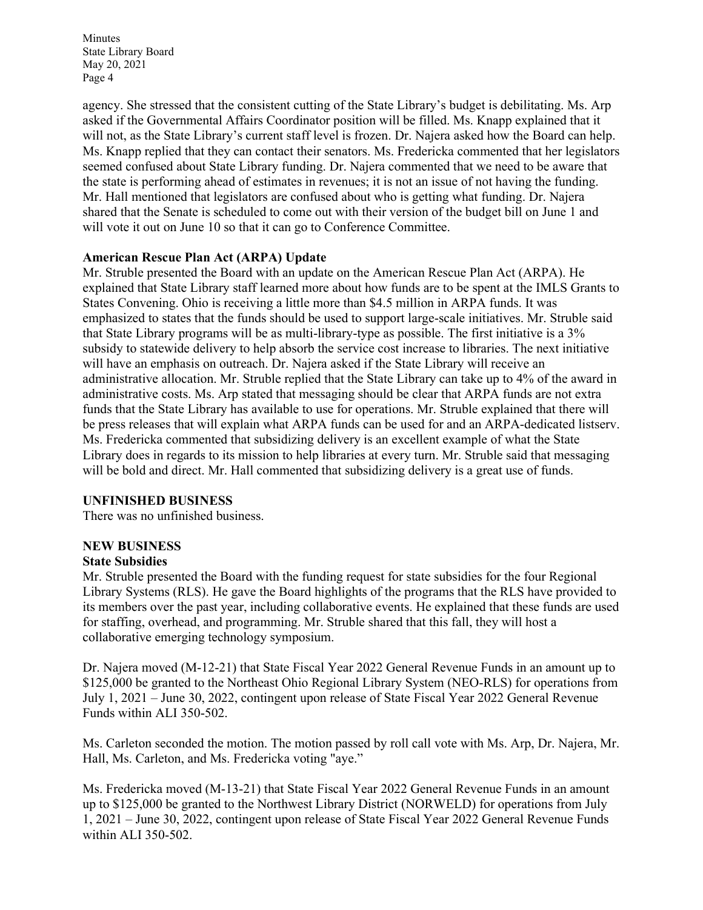agency. She stressed that the consistent cutting of the State Library's budget is debilitating. Ms. Arp asked if the Governmental Affairs Coordinator position will be filled. Ms. Knapp explained that it will not, as the State Library's current staff level is frozen. Dr. Najera asked how the Board can help. Ms. Knapp replied that they can contact their senators. Ms. Fredericka commented that her legislators seemed confused about State Library funding. Dr. Najera commented that we need to be aware that the state is performing ahead of estimates in revenues; it is not an issue of not having the funding. Mr. Hall mentioned that legislators are confused about who is getting what funding. Dr. Najera shared that the Senate is scheduled to come out with their version of the budget bill on June 1 and will vote it out on June 10 so that it can go to Conference Committee.

**American Rescue Plan Act (ARPA) Update**

Mr. Struble presented the Board with an update on the American Rescue Plan Act (ARPA). He explained that State Library staff learned more about how funds are to be spent at the IMLS Grants to States Convening. Ohio is receiving a little more than $4.5 million in ARPA funds. It was emphasized to states that the funds should be used to support large-scale initiatives. Mr. Struble said that State Library programs will be as multi-library-type as possible. The first initiative is a 3% subsidy to statewide delivery to help absorb the service cost increase to libraries. The next initiative will have an emphasis on outreach. Dr. Najera asked if the State Library will receive an administrative allocation. Mr. Struble replied that the State Library can take up to 4% of the award in administrative costs. Ms. Arp stated that messaging should be clear that ARPA funds are not extra funds that the State Library has available to use for operations. Mr. Struble explained that there will be press releases that will explain what ARPA funds can be used for and an ARPA-dedicated listserv. Ms. Fredericka commented that subsidizing delivery is an excellent example of what the State Library does in regards to its mission to help libraries at every turn. Mr. Struble said that messaging will be bold and direct. Mr. Hall commented that subsidizing delivery is a great use of funds.

**UNFINISHED BUSINESS**

There was no unfinished business.

**NEW BUSINESS**

**State Subsidies**

Mr. Struble presented the Board with the funding request for state subsidies for the four Regional Library Systems (RLS). He gave the Board highlights of the programs that the RLS have provided to its members over the past year, including collaborative events. He explained that these funds are used for staffing, overhead, and programming. Mr. Struble shared that this fall, they will host a collaborative emerging technology symposium.

Dr. Najera moved (M-12-21) that State Fiscal Year 2022 General Revenue Funds in an amount up to $125,000 be granted to the Northeast Ohio Regional Library System (NEO-RLS) for operations from July 1, 2021 – June 30, 2022, contingent upon release of State Fiscal Year 2022 General Revenue Funds within ALI 350-502.

Ms. Carleton seconded the motion. The motion passed by roll call vote with Ms. Arp, Dr. Najera, Mr. Hall, Ms. Carleton, and Ms. Fredericka voting "aye."

Ms. Fredericka moved (M-13-21) that State Fiscal Year 2022 General Revenue Funds in an amount up to $125,000 be granted to the Northwest Library District (NORWELD) for operations from July 1, 2021 – June 30, 2022, contingent upon release of State Fiscal Year 2022 General Revenue Funds within ALI 350-502.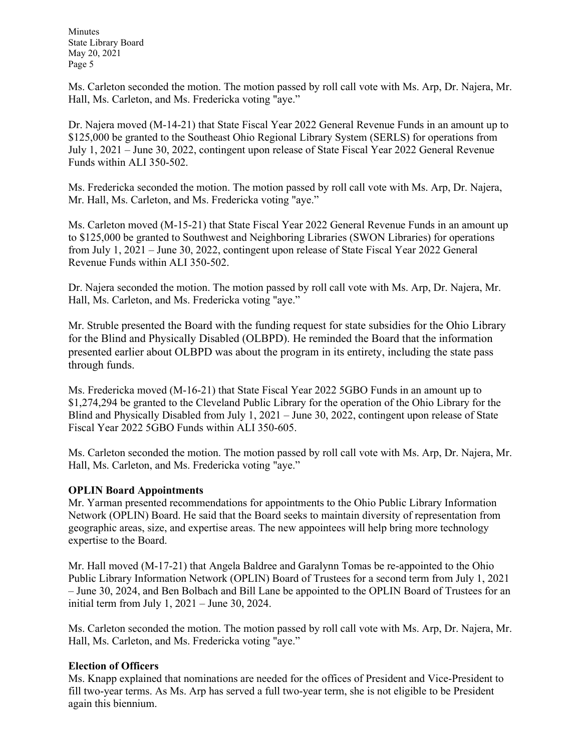Ms. Carleton seconded the motion. The motion passed by roll call vote with Ms. Arp, Dr. Najera, Mr. Hall, Ms. Carleton, and Ms. Fredericka voting "aye."

Dr. Najera moved (M-14-21) that State Fiscal Year 2022 General Revenue Funds in an amount up to $125,000 be granted to the Southeast Ohio Regional Library System (SERLS) for operations from July 1, 2021 – June 30, 2022, contingent upon release of State Fiscal Year 2022 General Revenue Funds within ALI 350-502.

Ms. Fredericka seconded the motion. The motion passed by roll call vote with Ms. Arp, Dr. Najera, Mr. Hall, Ms. Carleton, and Ms. Fredericka voting "aye."

Ms. Carleton moved (M-15-21) that State Fiscal Year 2022 General Revenue Funds in an amount up to $125,000 be granted to Southwest and Neighboring Libraries (SWON Libraries) for operations from July 1, 2021 – June 30, 2022, contingent upon release of State Fiscal Year 2022 General Revenue Funds within ALI 350-502.

Dr. Najera seconded the motion. The motion passed by roll call vote with Ms. Arp, Dr. Najera, Mr. Hall, Ms. Carleton, and Ms. Fredericka voting "aye."

Mr. Struble presented the Board with the funding request for state subsidies for the Ohio Library for the Blind and Physically Disabled (OLBPD). He reminded the Board that the information presented earlier about OLBPD was about the program in its entirety, including the state pass through funds.

Ms. Fredericka moved (M-16-21) that State Fiscal Year 2022 5GBO Funds in an amount up to $1,274,294 be granted to the Cleveland Public Library for the operation of the Ohio Library for the Blind and Physically Disabled from July 1, 2021 – June 30, 2022, contingent upon release of State Fiscal Year 2022 5GBO Funds within ALI 350-605.

Ms. Carleton seconded the motion. The motion passed by roll call vote with Ms. Arp, Dr. Najera, Mr. Hall, Ms. Carleton, and Ms. Fredericka voting "aye."

**OPLIN Board Appointments**

Mr. Yarman presented recommendations for appointments to the Ohio Public Library Information Network (OPLIN) Board. He said that the Board seeks to maintain diversity of representation from geographic areas, size, and expertise areas. The new appointees will help bring more technology expertise to the Board.

Mr. Hall moved (M-17-21) that Angela Baldree and Garalynn Tomas be re-appointed to the Ohio Public Library Information Network (OPLIN) Board of Trustees for a second term from July 1, 2021 – June 30, 2024, and Ben Bolbach and Bill Lane be appointed to the OPLIN Board of Trustees for an initial term from July 1, 2021 – June 30, 2024.

Ms. Carleton seconded the motion. The motion passed by roll call vote with Ms. Arp, Dr. Najera, Mr. Hall, Ms. Carleton, and Ms. Fredericka voting "aye."

**Election of Officers**

Ms. Knapp explained that nominations are needed for the offices of President and Vice-President to fill two-year terms. As Ms. Arp has served a full two-year term, she is not eligible to be President again this biennium.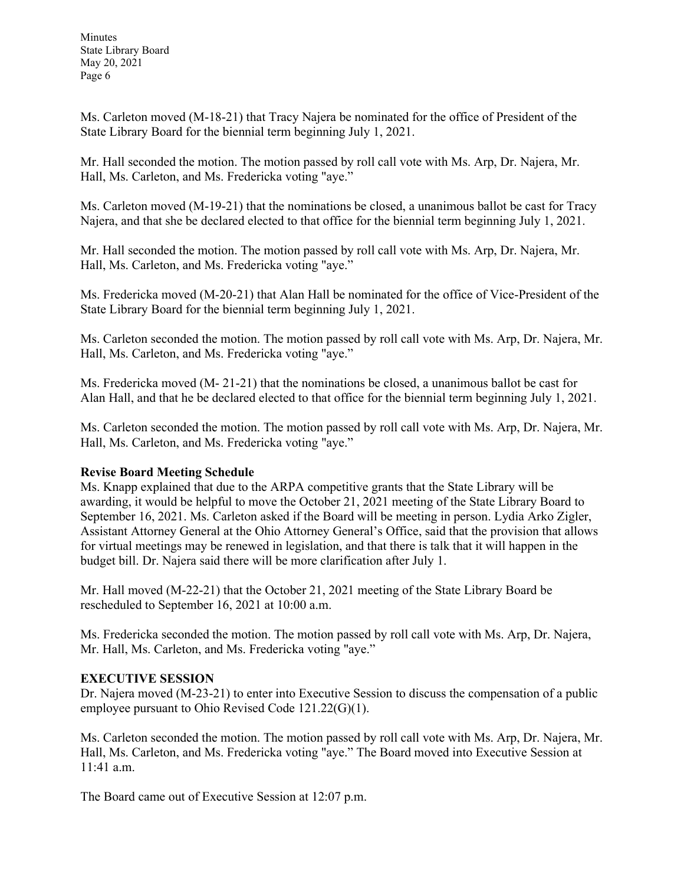Ms. Carleton moved (M-18-21) that Tracy Najera be nominated for the office of President of the State Library Board for the biennial term beginning July 1, 2021.

Mr. Hall seconded the motion. The motion passed by roll call vote with Ms. Arp, Dr. Najera, Mr. Hall, Ms. Carleton, and Ms. Fredericka voting "aye."

Ms. Carleton moved (M-19-21) that the nominations be closed, a unanimous ballot be cast for Tracy Najera, and that she be declared elected to that office for the biennial term beginning July 1, 2021.

Mr. Hall seconded the motion. The motion passed by roll call vote with Ms. Arp, Dr. Najera, Mr. Hall, Ms. Carleton, and Ms. Fredericka voting "aye."

Ms. Fredericka moved (M-20-21) that Alan Hall be nominated for the office of Vice-President of the State Library Board for the biennial term beginning July 1, 2021.

Ms. Carleton seconded the motion. The motion passed by roll call vote with Ms. Arp, Dr. Najera, Mr. Hall, Ms. Carleton, and Ms. Fredericka voting "aye."

Ms. Fredericka moved (M- 21-21) that the nominations be closed, a unanimous ballot be cast for Alan Hall, and that he be declared elected to that office for the biennial term beginning July 1, 2021.

Ms. Carleton seconded the motion. The motion passed by roll call vote with Ms. Arp, Dr. Najera, Mr. Hall, Ms. Carleton, and Ms. Fredericka voting "aye."

**Revise Board Meeting Schedule**

Ms. Knapp explained that due to the ARPA competitive grants that the State Library will be awarding, it would be helpful to move the October 21, 2021 meeting of the State Library Board to September 16, 2021. Ms. Carleton asked if the Board will be meeting in person. Lydia Arko Zigler, Assistant Attorney General at the Ohio Attorney General's Office, said that the provision that allows for virtual meetings may be renewed in legislation, and that there is talk that it will happen in the budget bill. Dr. Najera said there will be more clarification after July 1.

Mr. Hall moved (M-22-21) that the October 21, 2021 meeting of the State Library Board be rescheduled to September 16, 2021 at 10:00 a.m.

Ms. Fredericka seconded the motion. The motion passed by roll call vote with Ms. Arp, Dr. Najera, Mr. Hall, Ms. Carleton, and Ms. Fredericka voting "aye."

**EXECUTIVE SESSION**

Dr. Najera moved (M-23-21) to enter into Executive Session to discuss the compensation of a public employee pursuant to Ohio Revised Code 121.22(G)(1).

Ms. Carleton seconded the motion. The motion passed by roll call vote with Ms. Arp, Dr. Najera, Mr. Hall, Ms. Carleton, and Ms. Fredericka voting "aye." The Board moved into Executive Session at 11:41 a.m.

The Board came out of Executive Session at 12:07 p.m.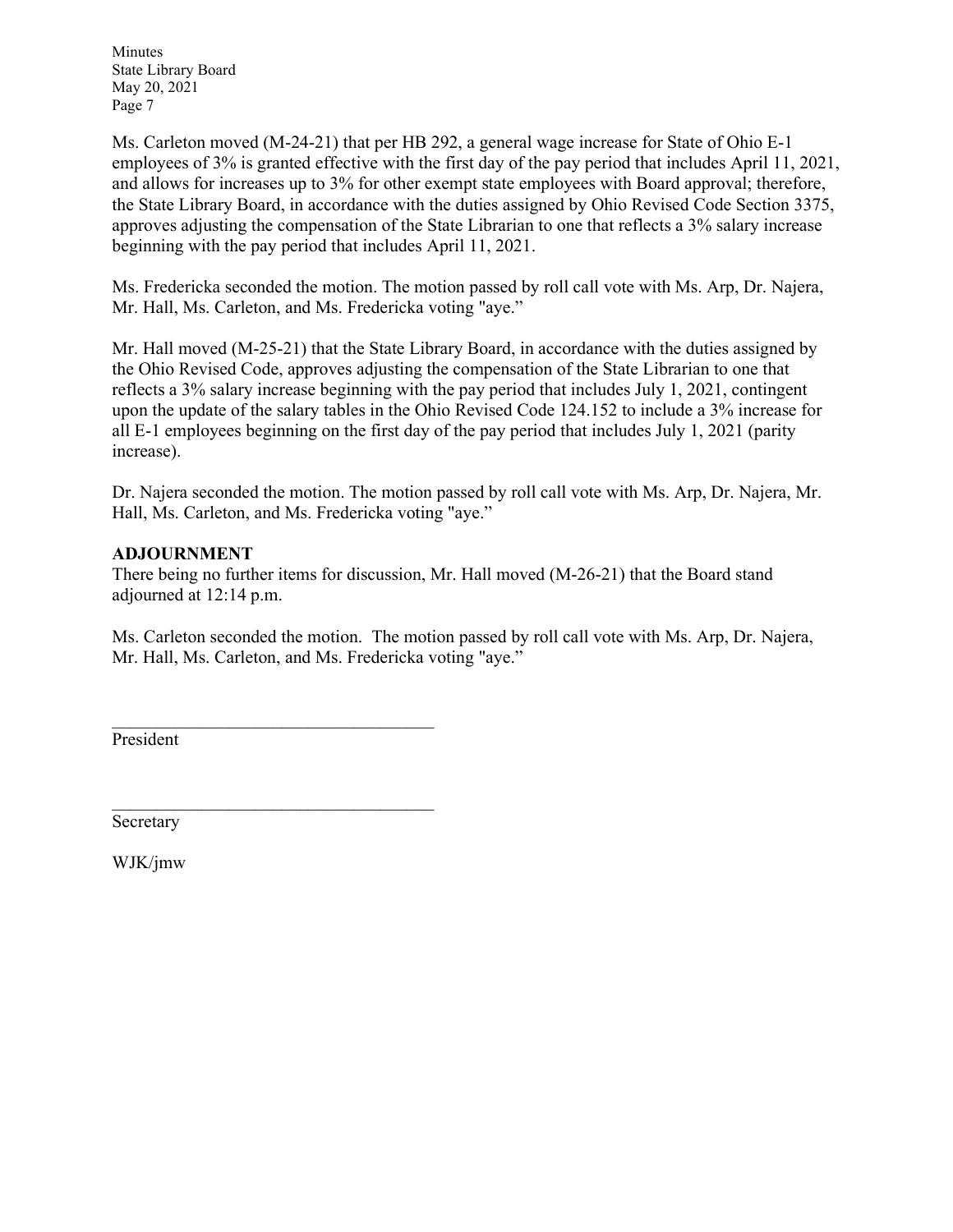Ms. Carleton moved (M-24-21) that per HB 292, a general wage increase for State of Ohio E-1 employees of 3% is granted effective with the first day of the pay period that includes April 11, 2021, and allows for increases up to 3% for other exempt state employees with Board approval; therefore, the State Library Board, in accordance with the duties assigned by Ohio Revised Code Section 3375, approves adjusting the compensation of the State Librarian to one that reflects a 3% salary increase beginning with the pay period that includes April 11, 2021.

Ms. Fredericka seconded the motion. The motion passed by roll call vote with Ms. Arp, Dr. Najera, Mr. Hall, Ms. Carleton, and Ms. Fredericka voting "aye."

Mr. Hall moved (M-25-21) that the State Library Board, in accordance with the duties assigned by the Ohio Revised Code, approves adjusting the compensation of the State Librarian to one that reflects a 3% salary increase beginning with the pay period that includes July 1, 2021, contingent upon the update of the salary tables in the Ohio Revised Code 124.152 to include a 3% increase for all E-1 employees beginning on the first day of the pay period that includes July 1, 2021 (parity increase).

Dr. Najera seconded the motion. The motion passed by roll call vote with Ms. Arp, Dr. Najera, Mr. Hall, Ms. Carleton, and Ms. Fredericka voting "aye."

**ADJOURNMENT**

There being no further items for discussion, Mr. Hall moved (M-26-21) that the Board stand adjourned at 12:14 p.m.

Ms. Carleton seconded the motion. The motion passed by roll call vote with Ms. Arp, Dr. Najera, Mr. Hall, Ms. Carleton, and Ms. Fredericka voting "aye."

\_\_\_\_\_\_\_\_\_\_\_\_\_\_\_\_\_\_\_\_\_\_\_\_\_\_\_\_\_\_\_\_\_\_\_\_

President

\_\_\_\_\_\_\_\_\_\_\_\_\_\_\_\_\_\_\_\_\_\_\_\_\_\_\_\_\_\_\_\_\_\_\_\_

Secretary

WJK/jmw